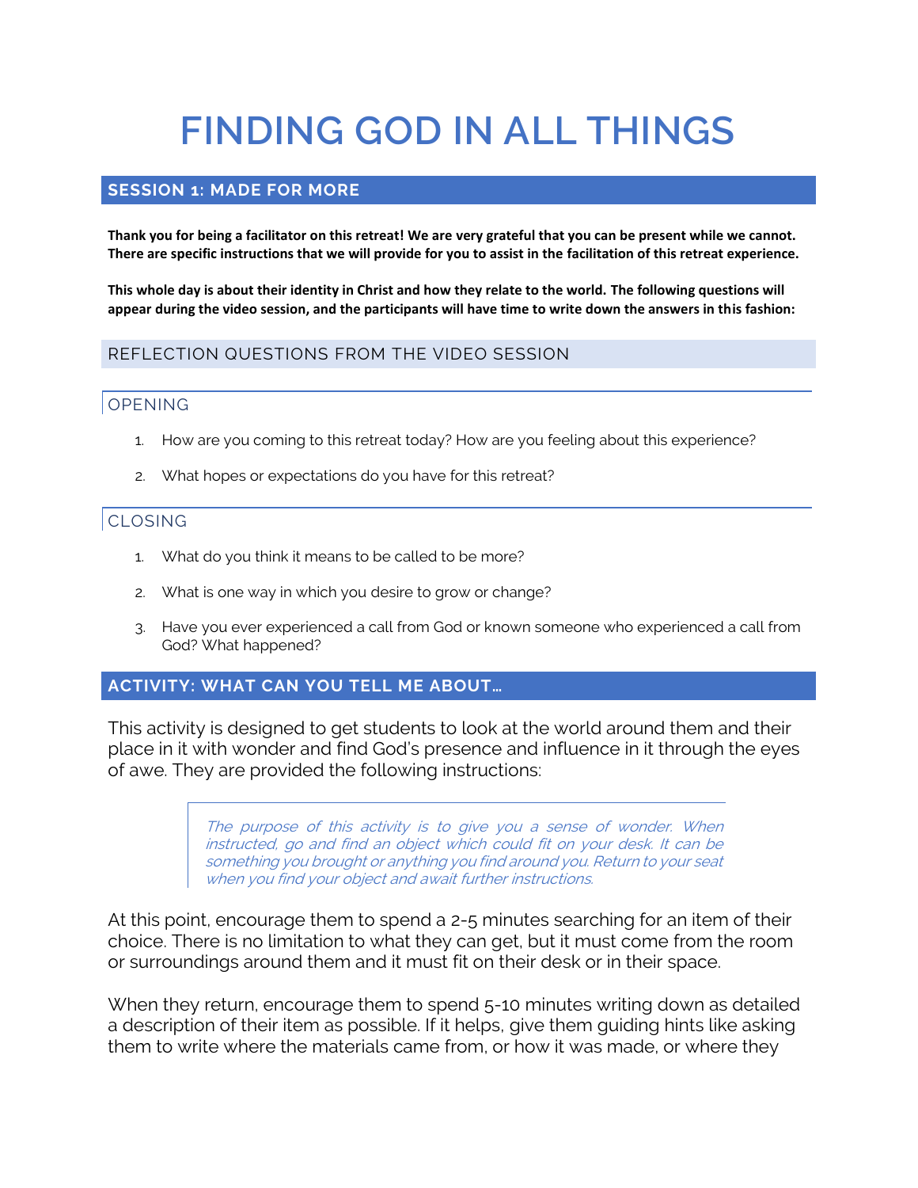# FINDING GOD IN ALL THINGS

## SESSION 1: MADE FOR MORE

**Thank you for being a facilitator on this retreat! We are very grateful that you can be present while we cannot. There are specific instructions that we will provide for you to assist in the facilitation of this retreat experience.**

**This whole day is about their identity in Christ and how they relate to the world. The following questions will appear during the video session, and the participants will have time to write down the answers in this fashion:**

### REFLECTION QUESTIONS FROM THE VIDEO SESSION

#### OPENING

1. How are you coming to this retreat today? How are you feeling about this experience?
2. What hopes or expectations do you have for this retreat?

#### CLOSING

1. What do you think it means to be called to be more?
2. What is one way in which you desire to grow or change?
3. Have you ever experienced a call from God or known someone who experienced a call from God? What happened?

## ACTIVITY: WHAT CAN YOU TELL ME ABOUT…

This activity is designed to get students to look at the world around them and their place in it with wonder and find God's presence and influence in it through the eyes of awe. They are provided the following instructions:

> *The purpose of this activity is to give you a sense of wonder. When instructed, go and find an object which could fit on your desk. It can be something you brought or anything you find around you. Return to your seat when you find your object and await further instructions.*

At this point, encourage them to spend a 2-5 minutes searching for an item of their choice. There is no limitation to what they can get, but it must come from the room or surroundings around them and it must fit on their desk or in their space.

When they return, encourage them to spend 5-10 minutes writing down as detailed a description of their item as possible. If it helps, give them guiding hints like asking them to write where the materials came from, or how it was made, or where they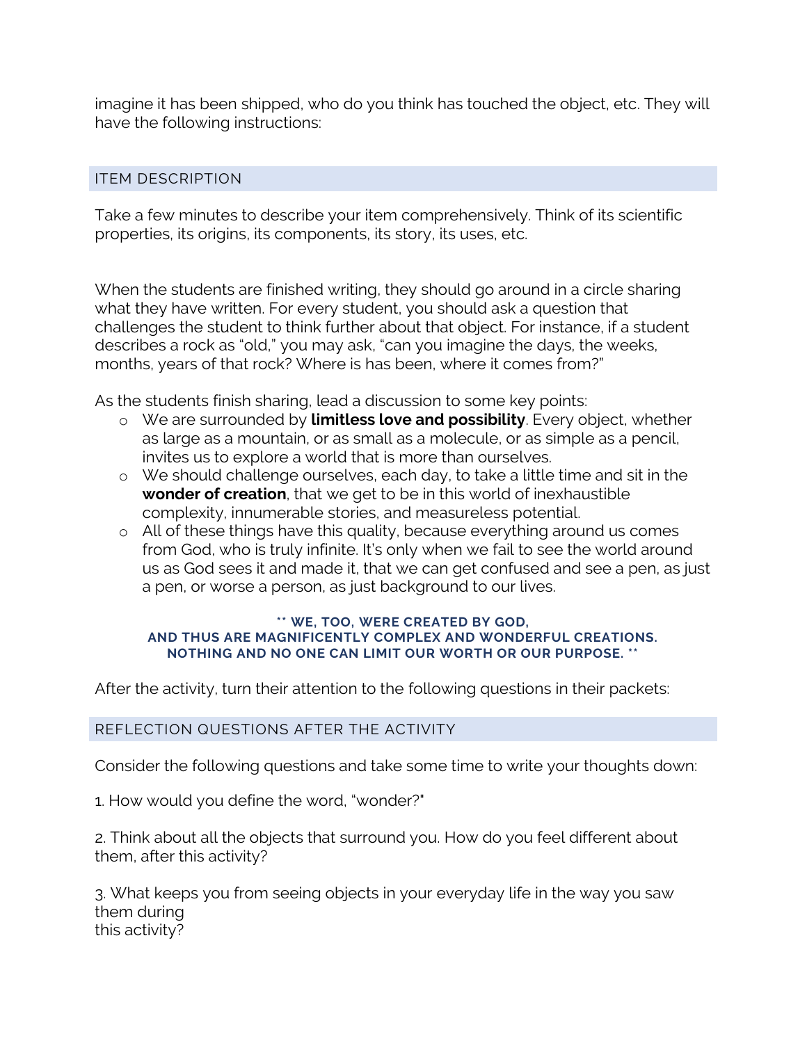imagine it has been shipped, who do you think has touched the object, etc. They will have the following instructions:

## ITEM DESCRIPTION

Take a few minutes to describe your item comprehensively. Think of its scientific properties, its origins, its components, its story, its uses, etc.

When the students are finished writing, they should go around in a circle sharing what they have written. For every student, you should ask a question that challenges the student to think further about that object. For instance, if a student describes a rock as "old," you may ask, "can you imagine the days, the weeks, months, years of that rock? Where is has been, where it comes from?"

As the students finish sharing, lead a discussion to some key points:

- We are surrounded by **limitless love and possibility**. Every object, whether as large as a mountain, or as small as a molecule, or as simple as a pencil, invites us to explore a world that is more than ourselves.
- We should challenge ourselves, each day, to take a little time and sit in the **wonder of creation**, that we get to be in this world of inexhaustible complexity, innumerable stories, and measureless potential.
- All of these things have this quality, because everything around us comes from God, who is truly infinite. It's only when we fail to see the world around us as God sees it and made it, that we can get confused and see a pen, as just a pen, or worse a person, as just background to our lives.

**** WE, TOO, WERE CREATED BY GOD, AND THUS ARE MAGNIFICENTLY COMPLEX AND WONDERFUL CREATIONS. NOTHING AND NO ONE CAN LIMIT OUR WORTH OR OUR PURPOSE. ****

After the activity, turn their attention to the following questions in their packets:

## REFLECTION QUESTIONS AFTER THE ACTIVITY

Consider the following questions and take some time to write your thoughts down:

1. How would you define the word, "wonder?"

2. Think about all the objects that surround you. How do you feel different about them, after this activity?

3. What keeps you from seeing objects in your everyday life in the way you saw them during this activity?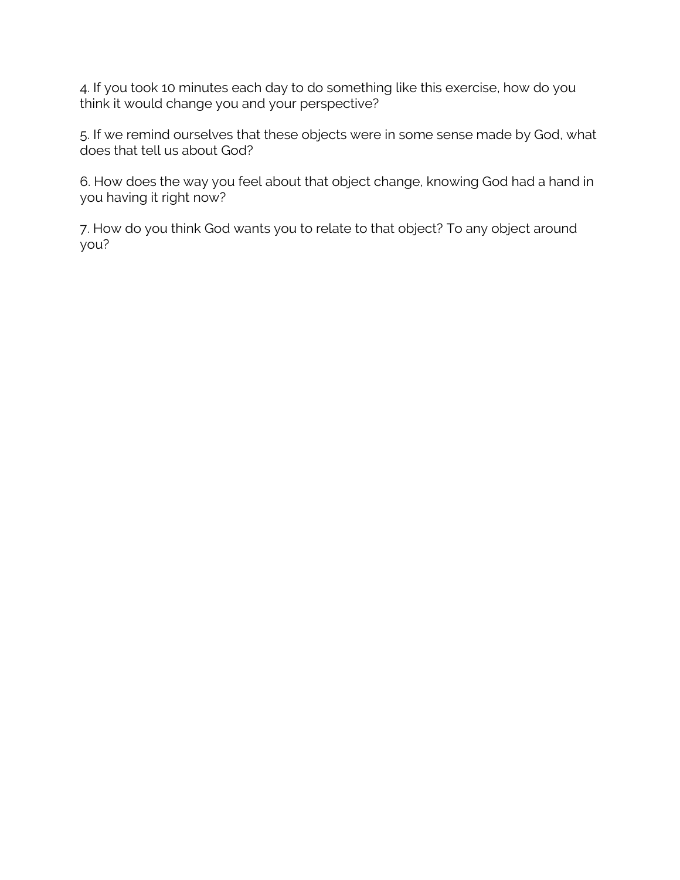4. If you took 10 minutes each day to do something like this exercise, how do you think it would change you and your perspective?

5. If we remind ourselves that these objects were in some sense made by God, what does that tell us about God?

6. How does the way you feel about that object change, knowing God had a hand in you having it right now?

7. How do you think God wants you to relate to that object? To any object around you?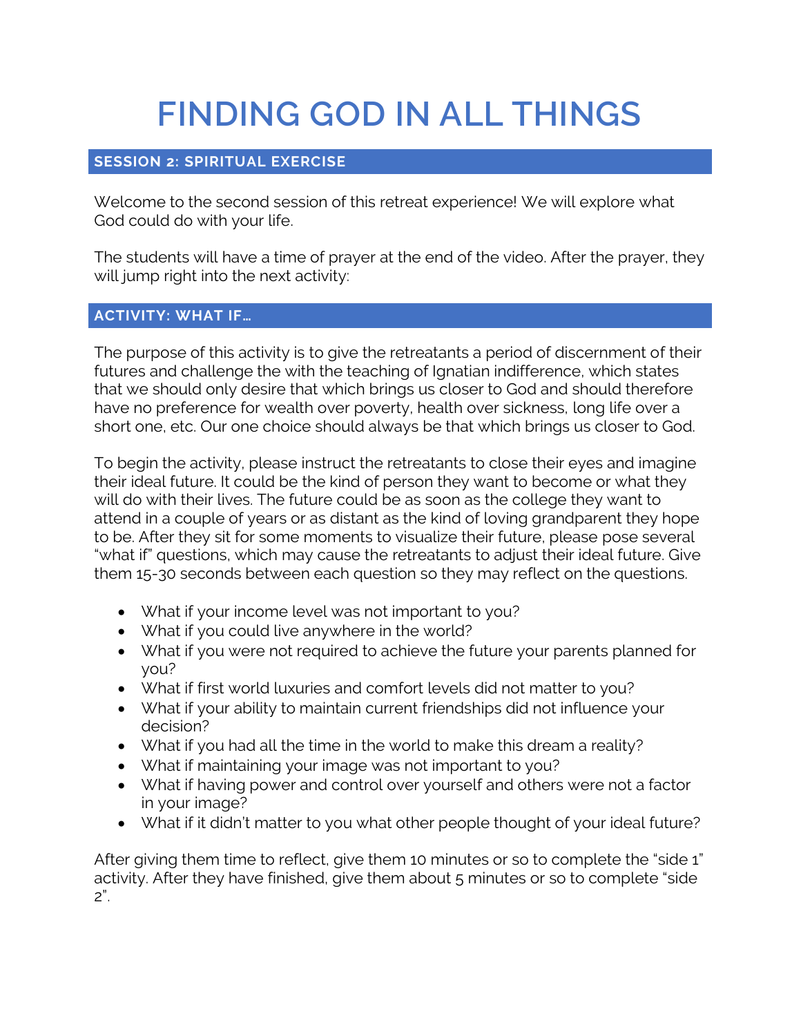# FINDING GOD IN ALL THINGS

## SESSION 2: SPIRITUAL EXERCISE

Welcome to the second session of this retreat experience! We will explore what God could do with your life.

The students will have a time of prayer at the end of the video. After the prayer, they will jump right into the next activity:

## ACTIVITY: WHAT IF…

The purpose of this activity is to give the retreatants a period of discernment of their futures and challenge the with the teaching of Ignatian indifference, which states that we should only desire that which brings us closer to God and should therefore have no preference for wealth over poverty, health over sickness, long life over a short one, etc. Our one choice should always be that which brings us closer to God.

To begin the activity, please instruct the retreatants to close their eyes and imagine their ideal future. It could be the kind of person they want to become or what they will do with their lives. The future could be as soon as the college they want to attend in a couple of years or as distant as the kind of loving grandparent they hope to be. After they sit for some moments to visualize their future, please pose several "what if" questions, which may cause the retreatants to adjust their ideal future. Give them 15-30 seconds between each question so they may reflect on the questions.

- What if your income level was not important to you?
- What if you could live anywhere in the world?
- What if you were not required to achieve the future your parents planned for you?
- What if first world luxuries and comfort levels did not matter to you?
- What if your ability to maintain current friendships did not influence your decision?
- What if you had all the time in the world to make this dream a reality?
- What if maintaining your image was not important to you?
- What if having power and control over yourself and others were not a factor in your image?
- What if it didn't matter to you what other people thought of your ideal future?

After giving them time to reflect, give them 10 minutes or so to complete the "side 1" activity. After they have finished, give them about 5 minutes or so to complete "side 2".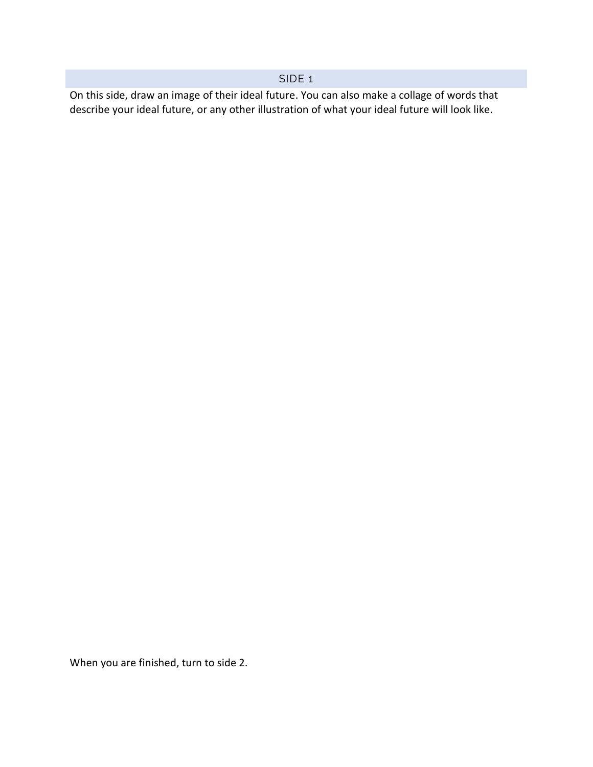## SIDE 1

On this side, draw an image of their ideal future. You can also make a collage of words that describe your ideal future, or any other illustration of what your ideal future will look like.

When you are finished, turn to side 2.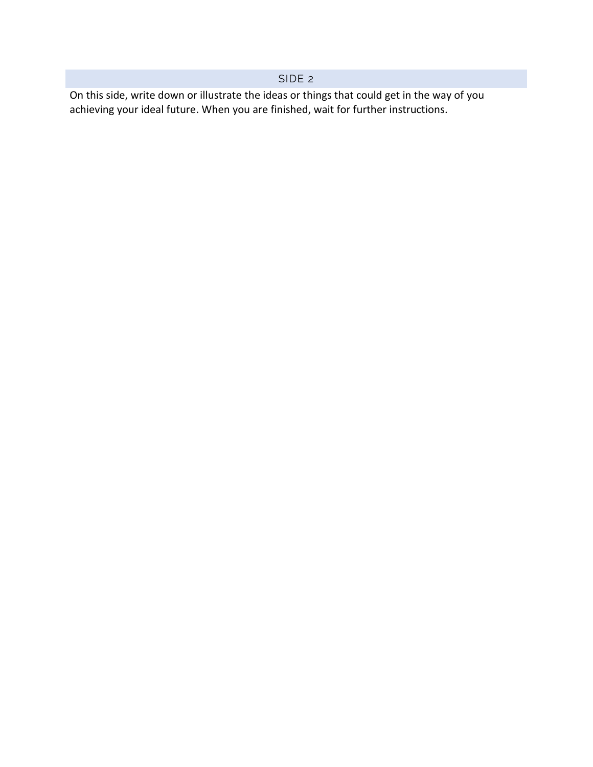## SIDE 2

On this side, write down or illustrate the ideas or things that could get in the way of you achieving your ideal future. When you are finished, wait for further instructions.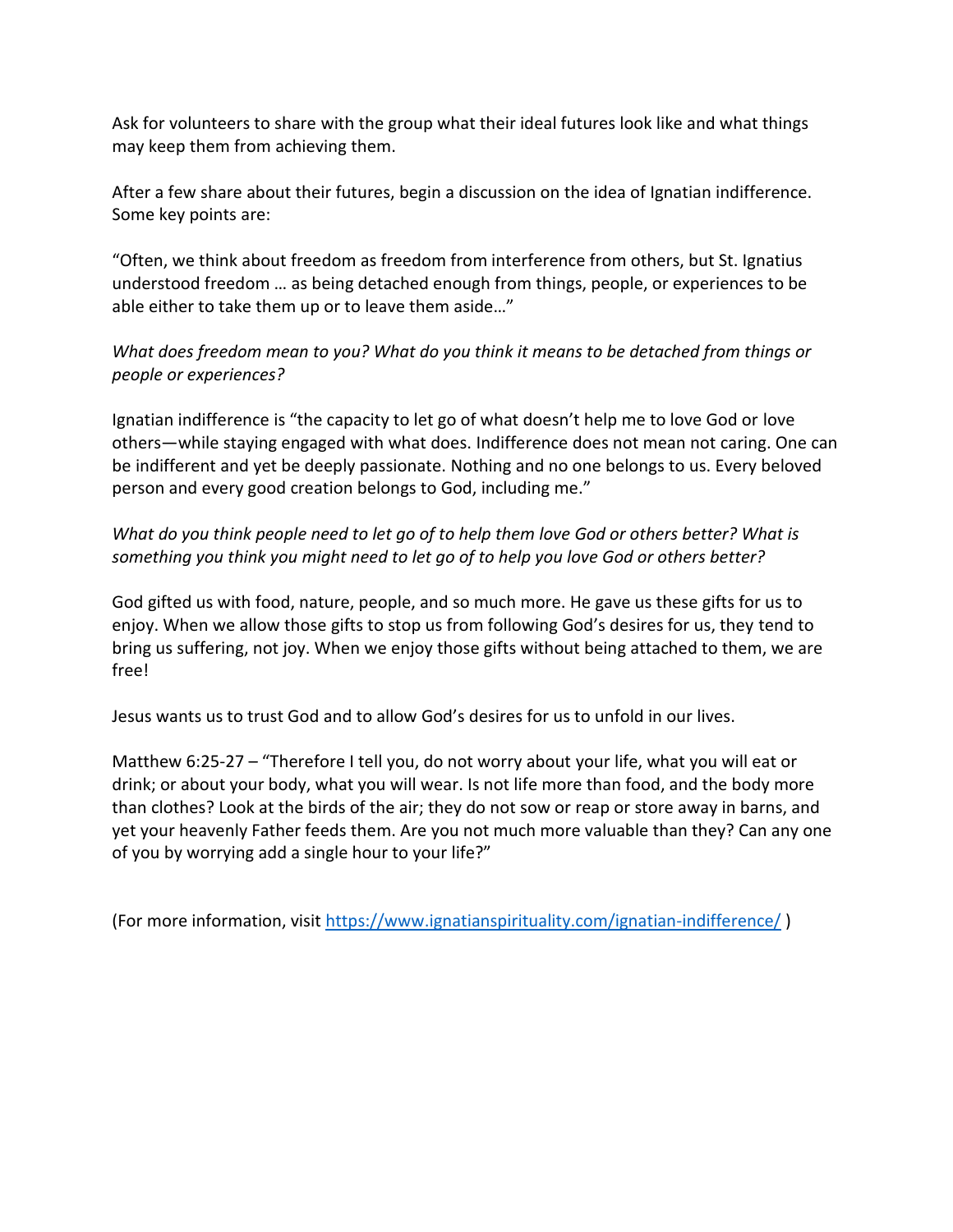Ask for volunteers to share with the group what their ideal futures look like and what things may keep them from achieving them.

After a few share about their futures, begin a discussion on the idea of Ignatian indifference. Some key points are:

"Often, we think about freedom as freedom from interference from others, but St. Ignatius understood freedom … as being detached enough from things, people, or experiences to be able either to take them up or to leave them aside…"

*What does freedom mean to you? What do you think it means to be detached from things or people or experiences?*

Ignatian indifference is "the capacity to let go of what doesn't help me to love God or love others—while staying engaged with what does. Indifference does not mean not caring. One can be indifferent and yet be deeply passionate. Nothing and no one belongs to us. Every beloved person and every good creation belongs to God, including me."

*What do you think people need to let go of to help them love God or others better? What is something you think you might need to let go of to help you love God or others better?*

God gifted us with food, nature, people, and so much more. He gave us these gifts for us to enjoy. When we allow those gifts to stop us from following God's desires for us, they tend to bring us suffering, not joy. When we enjoy those gifts without being attached to them, we are free!

Jesus wants us to trust God and to allow God's desires for us to unfold in our lives.

Matthew 6:25-27 – "Therefore I tell you, do not worry about your life, what you will eat or drink; or about your body, what you will wear. Is not life more than food, and the body more than clothes? Look at the birds of the air; they do not sow or reap or store away in barns, and yet your heavenly Father feeds them. Are you not much more valuable than they? Can any one of you by worrying add a single hour to your life?"

(For more information, visit [https://www.ignatianspirituality.com/ignatian-indifference/](https://www.ignatianspirituality.com/ignatian-indifference/) )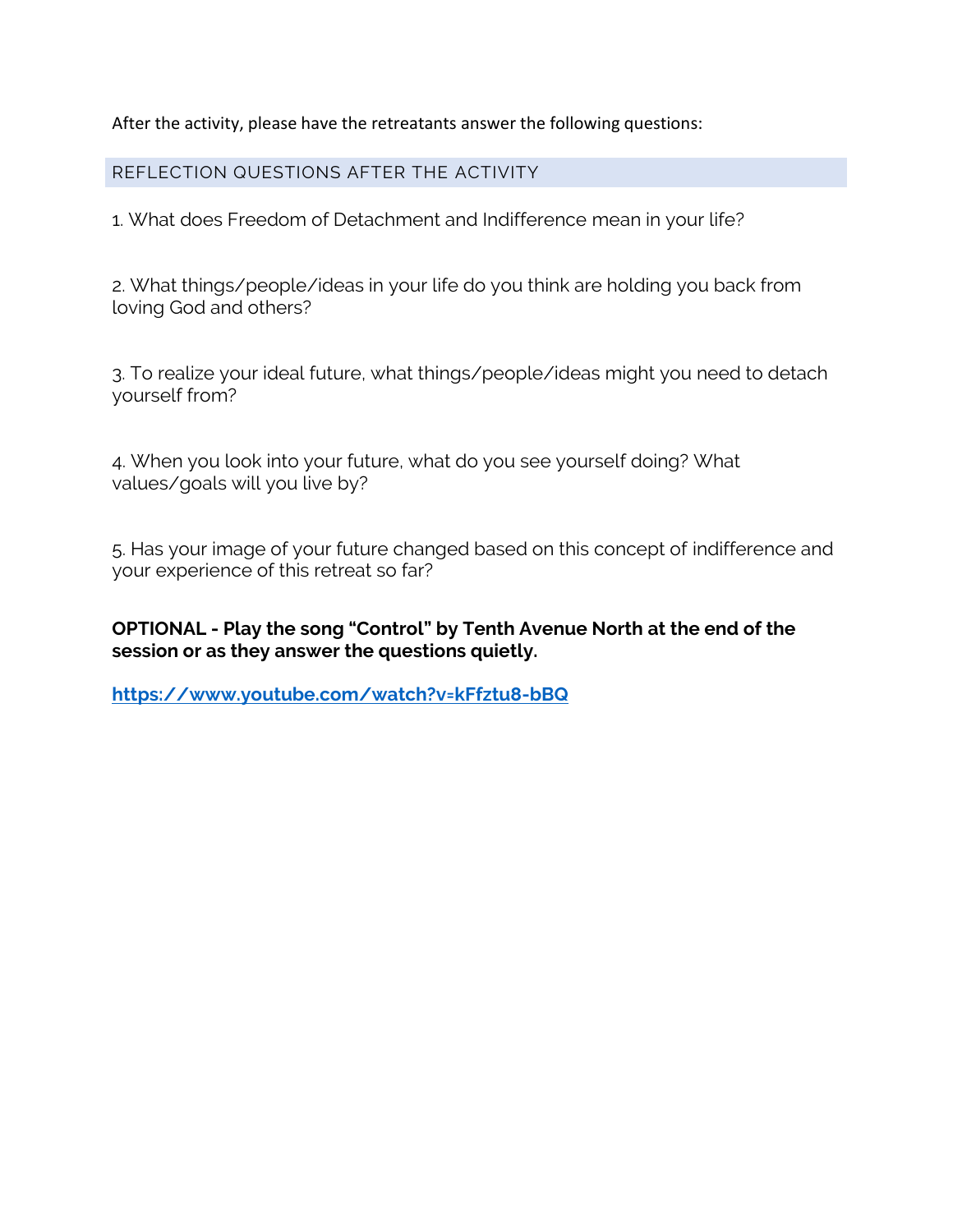After the activity, please have the retreatants answer the following questions:

## REFLECTION QUESTIONS AFTER THE ACTIVITY

1. What does Freedom of Detachment and Indifference mean in your life?

2. What things/people/ideas in your life do you think are holding you back from loving God and others?

3. To realize your ideal future, what things/people/ideas might you need to detach yourself from?

4. When you look into your future, what do you see yourself doing? What values/goals will you live by?

5. Has your image of your future changed based on this concept of indifference and your experience of this retreat so far?

**OPTIONAL - Play the song "Control" by Tenth Avenue North at the end of the session or as they answer the questions quietly.**

**https://www.youtube.com/watch?v=kFfztu8-bBQ**